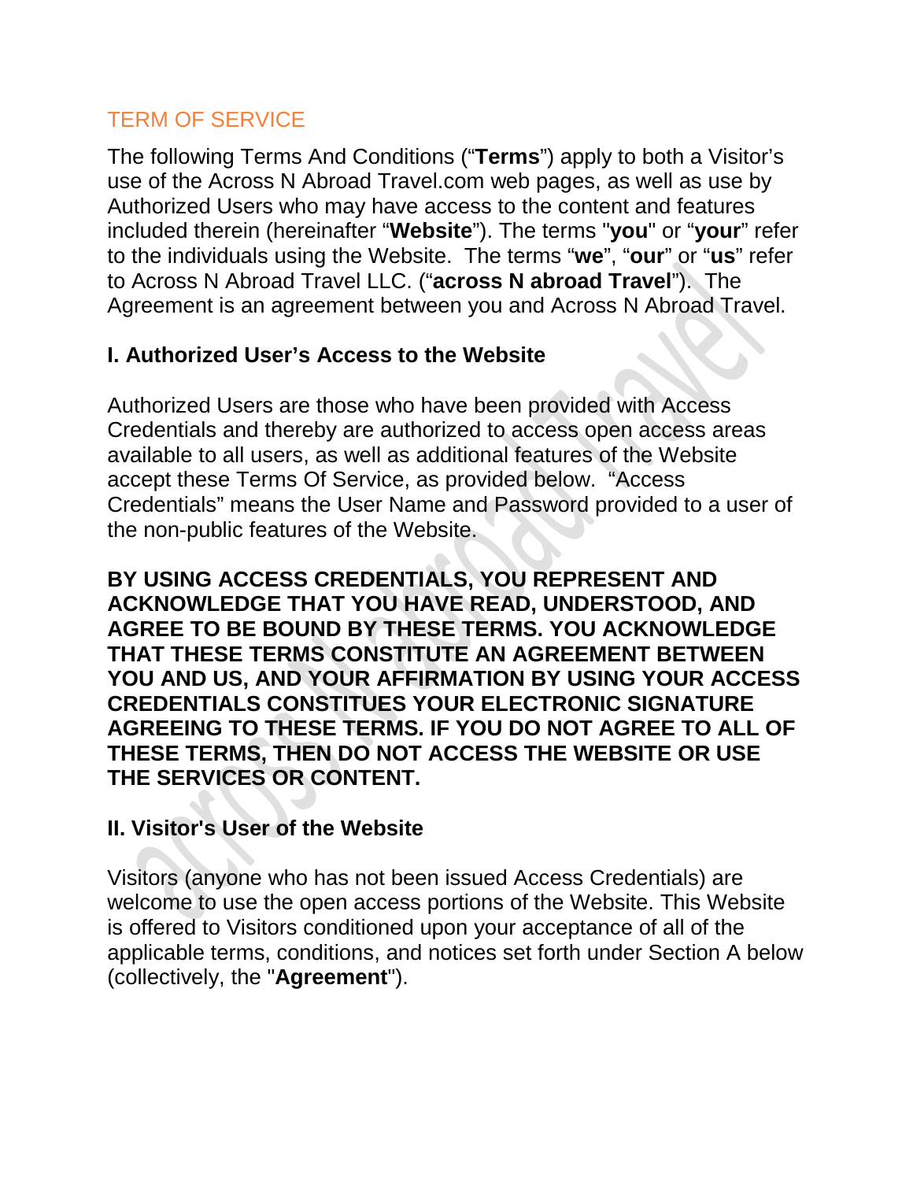# TERM OF SERVICE

The following Terms And Conditions ("**Terms**") apply to both a Visitor's use of the Across N Abroad Travel.com web pages, as well as use by Authorized Users who may have access to the content and features included therein (hereinafter "**Website**"). The terms "**you**" or "**your**" refer to the individuals using the Website. The terms "**we**", "**our**" or "**us**" refer to Across N Abroad Travel LLC. ("**across N abroad Travel**"). The Agreement is an agreement between you and Across N Abroad Travel.

## I. Authorized User's Access to the Website

Authorized Users are those who have been provided with Access Credentials and thereby are authorized to access open access areas available to all users, as well as additional features of the Website accept these Terms Of Service, as provided below. "Access Credentials" means the User Name and Password provided to a user of the non-public features of the Website.

**BY USING ACCESS CREDENTIALS, YOU REPRESENT AND ACKNOWLEDGE THAT YOU HAVE READ, UNDERSTOOD, AND AGREE TO BE BOUND BY THESE TERMS. YOU ACKNOWLEDGE THAT THESE TERMS CONSTITUTE AN AGREEMENT BETWEEN YOU AND US, AND YOUR AFFIRMATION BY USING YOUR ACCESS CREDENTIALS CONSTITUES YOUR ELECTRONIC SIGNATURE AGREEING TO THESE TERMS. IF YOU DO NOT AGREE TO ALL OF THESE TERMS, THEN DO NOT ACCESS THE WEBSITE OR USE THE SERVICES OR CONTENT.**

## II. Visitor's User of the Website

Visitors (anyone who has not been issued Access Credentials) are welcome to use the open access portions of the Website. This Website is offered to Visitors conditioned upon your acceptance of all of the applicable terms, conditions, and notices set forth under Section A below (collectively, the "**Agreement**").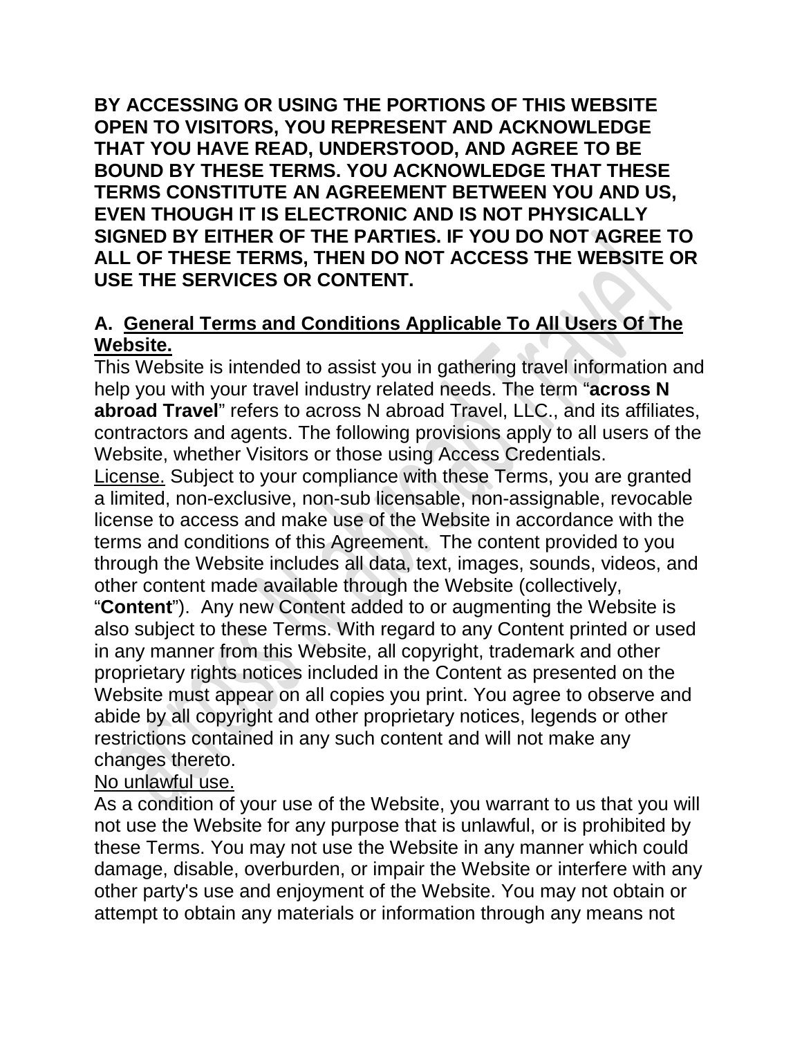**BY ACCESSING OR USING THE PORTIONS OF THIS WEBSITE OPEN TO VISITORS, YOU REPRESENT AND ACKNOWLEDGE THAT YOU HAVE READ, UNDERSTOOD, AND AGREE TO BE BOUND BY THESE TERMS. YOU ACKNOWLEDGE THAT THESE TERMS CONSTITUTE AN AGREEMENT BETWEEN YOU AND US, EVEN THOUGH IT IS ELECTRONIC AND IS NOT PHYSICALLY SIGNED BY EITHER OF THE PARTIES. IF YOU DO NOT AGREE TO ALL OF THESE TERMS, THEN DO NOT ACCESS THE WEBSITE OR USE THE SERVICES OR CONTENT.**

## A. General Terms and Conditions Applicable To All Users Of The Website.

This Website is intended to assist you in gathering travel information and help you with your travel industry related needs. The term "**across N abroad Travel**" refers to across N abroad Travel, LLC., and its affiliates, contractors and agents. The following provisions apply to all users of the Website, whether Visitors or those using Access Credentials.

License. Subject to your compliance with these Terms, you are granted a limited, non-exclusive, non-sub licensable, non-assignable, revocable license to access and make use of the Website in accordance with the terms and conditions of this Agreement. The content provided to you through the Website includes all data, text, images, sounds, videos, and other content made available through the Website (collectively, "**Content**"). Any new Content added to or augmenting the Website is also subject to these Terms. With regard to any Content printed or used in any manner from this Website, all copyright, trademark and other proprietary rights notices included in the Content as presented on the Website must appear on all copies you print. You agree to observe and abide by all copyright and other proprietary notices, legends or other restrictions contained in any such content and will not make any changes thereto.

No unlawful use.

As a condition of your use of the Website, you warrant to us that you will not use the Website for any purpose that is unlawful, or is prohibited by these Terms. You may not use the Website in any manner which could damage, disable, overburden, or impair the Website or interfere with any other party's use and enjoyment of the Website. You may not obtain or attempt to obtain any materials or information through any means not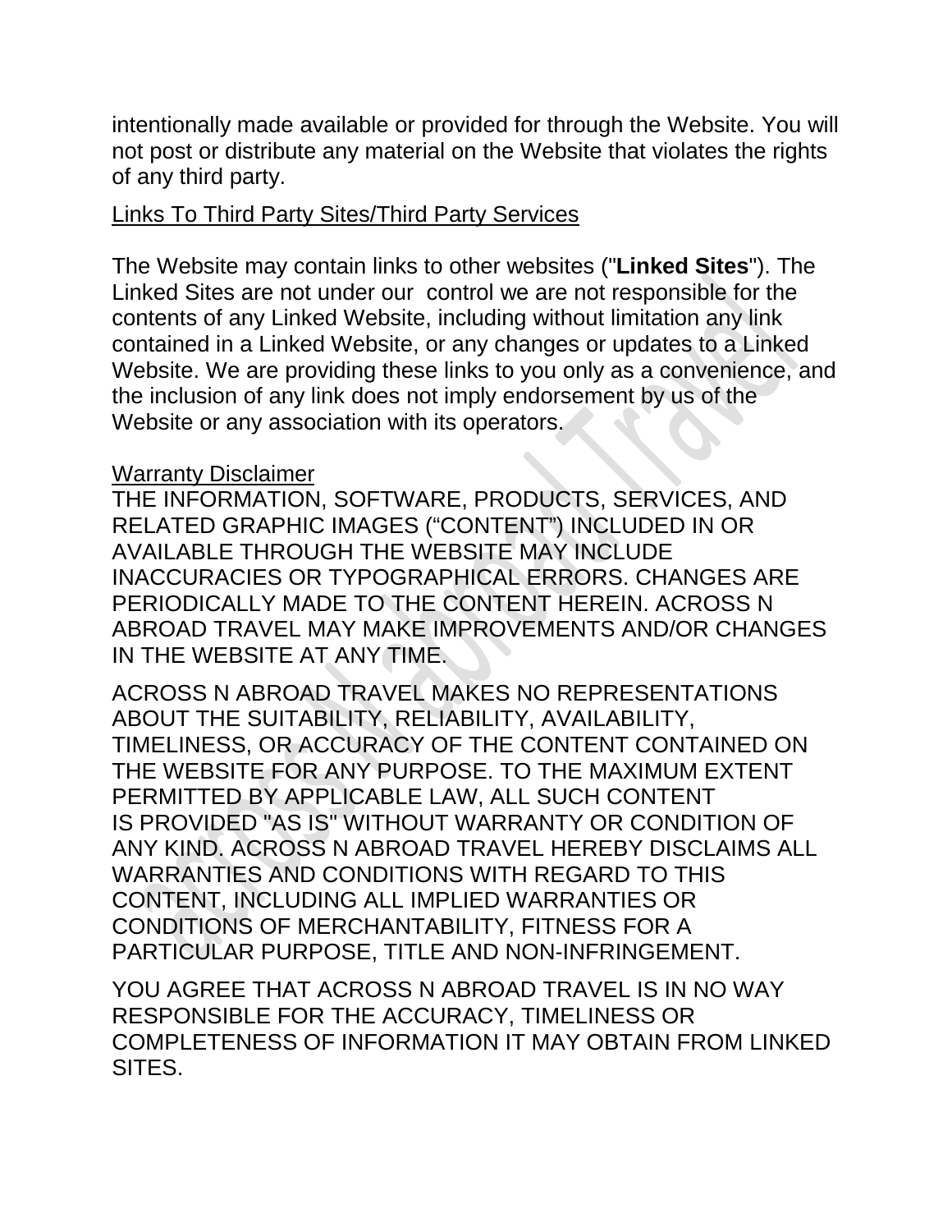intentionally made available or provided for through the Website. You will not post or distribute any material on the Website that violates the rights of any third party.

## Links To Third Party Sites/Third Party Services

The Website may contain links to other websites ("**Linked Sites**"). The Linked Sites are not under our control we are not responsible for the contents of any Linked Website, including without limitation any link contained in a Linked Website, or any changes or updates to a Linked Website. We are providing these links to you only as a convenience, and the inclusion of any link does not imply endorsement by us of the Website or any association with its operators.

## Warranty Disclaimer

THE INFORMATION, SOFTWARE, PRODUCTS, SERVICES, AND RELATED GRAPHIC IMAGES ("CONTENT") INCLUDED IN OR AVAILABLE THROUGH THE WEBSITE MAY INCLUDE INACCURACIES OR TYPOGRAPHICAL ERRORS. CHANGES ARE PERIODICALLY MADE TO THE CONTENT HEREIN. ACROSS N ABROAD TRAVEL MAY MAKE IMPROVEMENTS AND/OR CHANGES IN THE WEBSITE AT ANY TIME.

ACROSS N ABROAD TRAVEL MAKES NO REPRESENTATIONS ABOUT THE SUITABILITY, RELIABILITY, AVAILABILITY, TIMELINESS, OR ACCURACY OF THE CONTENT CONTAINED ON THE WEBSITE FOR ANY PURPOSE. TO THE MAXIMUM EXTENT PERMITTED BY APPLICABLE LAW, ALL SUCH CONTENT IS PROVIDED "AS IS" WITHOUT WARRANTY OR CONDITION OF ANY KIND. ACROSS N ABROAD TRAVEL HEREBY DISCLAIMS ALL WARRANTIES AND CONDITIONS WITH REGARD TO THIS CONTENT, INCLUDING ALL IMPLIED WARRANTIES OR CONDITIONS OF MERCHANTABILITY, FITNESS FOR A PARTICULAR PURPOSE, TITLE AND NON-INFRINGEMENT.

YOU AGREE THAT ACROSS N ABROAD TRAVEL IS IN NO WAY RESPONSIBLE FOR THE ACCURACY, TIMELINESS OR COMPLETENESS OF INFORMATION IT MAY OBTAIN FROM LINKED SITES.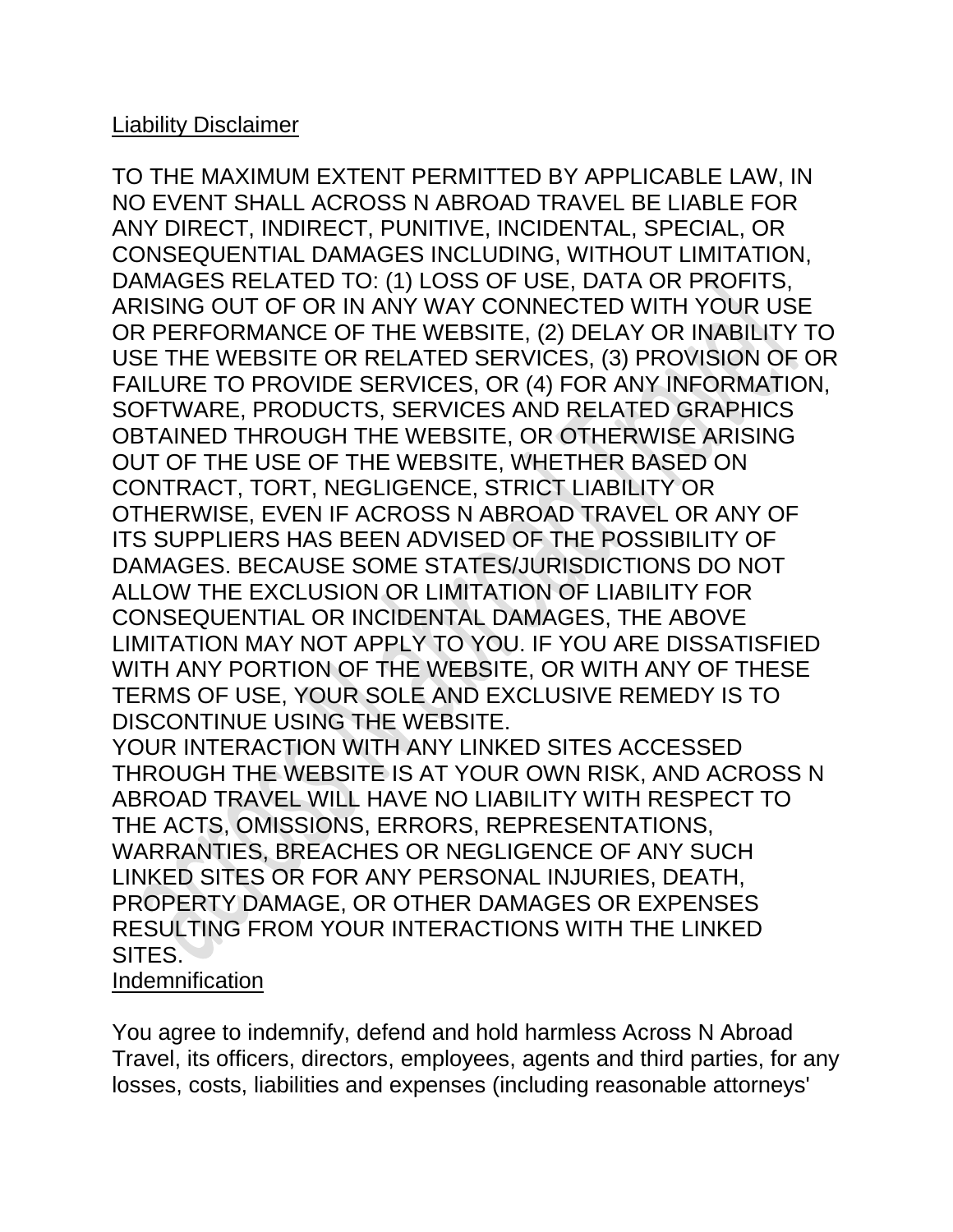Liability Disclaimer

TO THE MAXIMUM EXTENT PERMITTED BY APPLICABLE LAW, IN NO EVENT SHALL ACROSS N ABROAD TRAVEL BE LIABLE FOR ANY DIRECT, INDIRECT, PUNITIVE, INCIDENTAL, SPECIAL, OR CONSEQUENTIAL DAMAGES INCLUDING, WITHOUT LIMITATION, DAMAGES RELATED TO: (1) LOSS OF USE, DATA OR PROFITS, ARISING OUT OF OR IN ANY WAY CONNECTED WITH YOUR USE OR PERFORMANCE OF THE WEBSITE, (2) DELAY OR INABILITY TO USE THE WEBSITE OR RELATED SERVICES, (3) PROVISION OF OR FAILURE TO PROVIDE SERVICES, OR (4) FOR ANY INFORMATION, SOFTWARE, PRODUCTS, SERVICES AND RELATED GRAPHICS OBTAINED THROUGH THE WEBSITE, OR OTHERWISE ARISING OUT OF THE USE OF THE WEBSITE, WHETHER BASED ON CONTRACT, TORT, NEGLIGENCE, STRICT LIABILITY OR OTHERWISE, EVEN IF ACROSS N ABROAD TRAVEL OR ANY OF ITS SUPPLIERS HAS BEEN ADVISED OF THE POSSIBILITY OF DAMAGES. BECAUSE SOME STATES/JURISDICTIONS DO NOT ALLOW THE EXCLUSION OR LIMITATION OF LIABILITY FOR CONSEQUENTIAL OR INCIDENTAL DAMAGES, THE ABOVE LIMITATION MAY NOT APPLY TO YOU. IF YOU ARE DISSATISFIED WITH ANY PORTION OF THE WEBSITE, OR WITH ANY OF THESE TERMS OF USE, YOUR SOLE AND EXCLUSIVE REMEDY IS TO DISCONTINUE USING THE WEBSITE.
YOUR INTERACTION WITH ANY LINKED SITES ACCESSED THROUGH THE WEBSITE IS AT YOUR OWN RISK, AND ACROSS N ABROAD TRAVEL WILL HAVE NO LIABILITY WITH RESPECT TO THE ACTS, OMISSIONS, ERRORS, REPRESENTATIONS, WARRANTIES, BREACHES OR NEGLIGENCE OF ANY SUCH LINKED SITES OR FOR ANY PERSONAL INJURIES, DEATH, PROPERTY DAMAGE, OR OTHER DAMAGES OR EXPENSES RESULTING FROM YOUR INTERACTIONS WITH THE LINKED SITES.

Indemnification

You agree to indemnify, defend and hold harmless Across N Abroad Travel, its officers, directors, employees, agents and third parties, for any losses, costs, liabilities and expenses (including reasonable attorneys'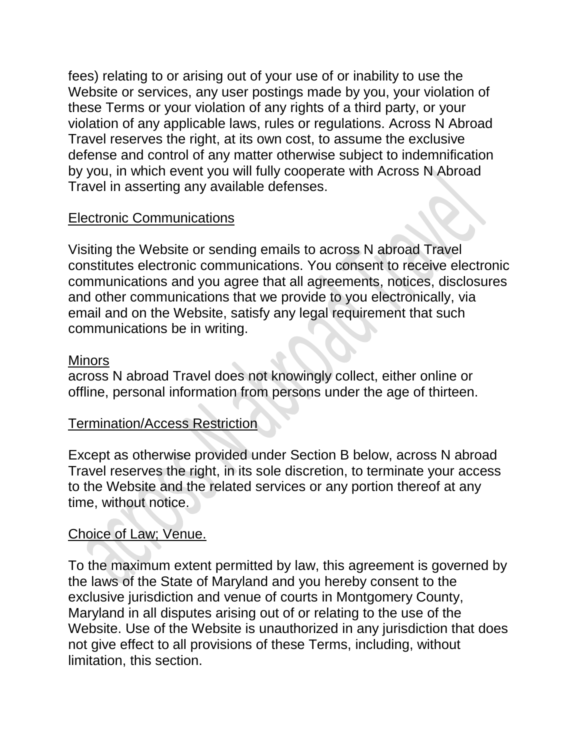fees) relating to or arising out of your use of or inability to use the Website or services, any user postings made by you, your violation of these Terms or your violation of any rights of a third party, or your violation of any applicable laws, rules or regulations. Across N Abroad Travel reserves the right, at its own cost, to assume the exclusive defense and control of any matter otherwise subject to indemnification by you, in which event you will fully cooperate with Across N Abroad Travel in asserting any available defenses.

<u>Electronic Communications</u>

Visiting the Website or sending emails to across N abroad Travel constitutes electronic communications. You consent to receive electronic communications and you agree that all agreements, notices, disclosures and other communications that we provide to you electronically, via email and on the Website, satisfy any legal requirement that such communications be in writing.

<u>Minors</u>
across N abroad Travel does not knowingly collect, either online or offline, personal information from persons under the age of thirteen.

<u>Termination/Access Restriction</u>

Except as otherwise provided under Section B below, across N abroad Travel reserves the right, in its sole discretion, to terminate your access to the Website and the related services or any portion thereof at any time, without notice.

<u>Choice of Law; Venue.</u>

To the maximum extent permitted by law, this agreement is governed by the laws of the State of Maryland and you hereby consent to the exclusive jurisdiction and venue of courts in Montgomery County, Maryland in all disputes arising out of or relating to the use of the Website. Use of the Website is unauthorized in any jurisdiction that does not give effect to all provisions of these Terms, including, without limitation, this section.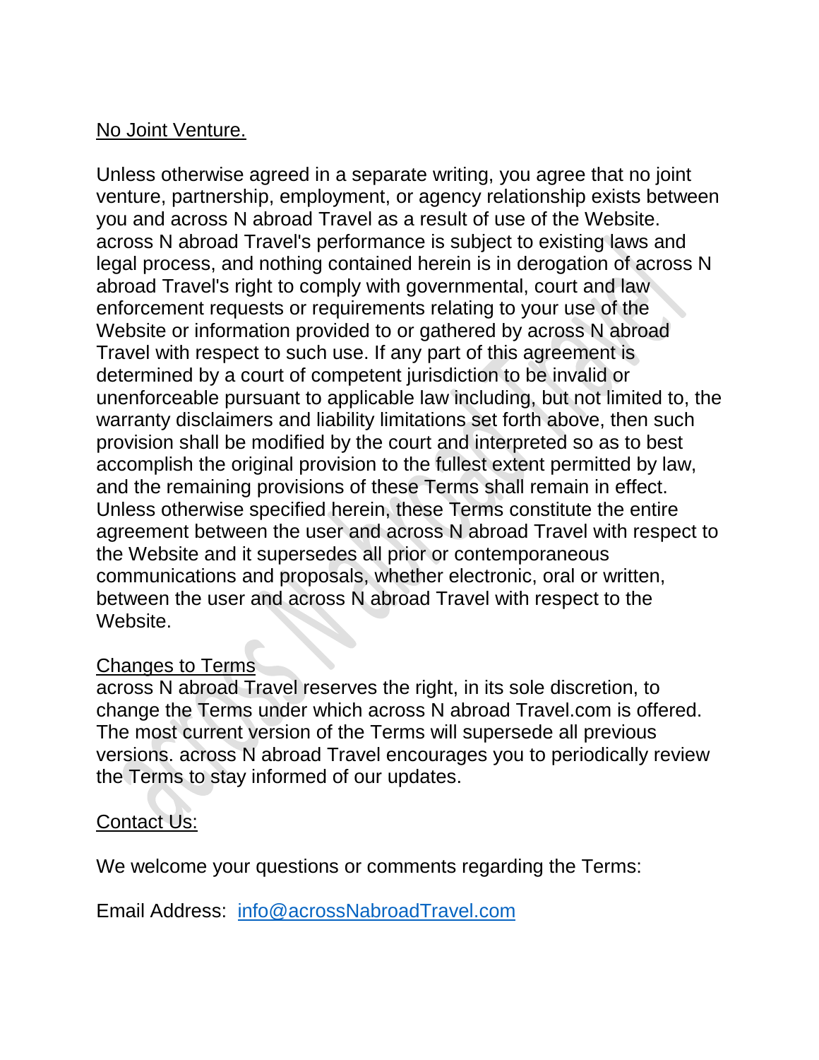## No Joint Venture.

Unless otherwise agreed in a separate writing, you agree that no joint venture, partnership, employment, or agency relationship exists between you and across N abroad Travel as a result of use of the Website. across N abroad Travel's performance is subject to existing laws and legal process, and nothing contained herein is in derogation of across N abroad Travel's right to comply with governmental, court and law enforcement requests or requirements relating to your use of the Website or information provided to or gathered by across N abroad Travel with respect to such use. If any part of this agreement is determined by a court of competent jurisdiction to be invalid or unenforceable pursuant to applicable law including, but not limited to, the warranty disclaimers and liability limitations set forth above, then such provision shall be modified by the court and interpreted so as to best accomplish the original provision to the fullest extent permitted by law, and the remaining provisions of these Terms shall remain in effect. Unless otherwise specified herein, these Terms constitute the entire agreement between the user and across N abroad Travel with respect to the Website and it supersedes all prior or contemporaneous communications and proposals, whether electronic, oral or written, between the user and across N abroad Travel with respect to the Website.

## Changes to Terms

across N abroad Travel reserves the right, in its sole discretion, to change the Terms under which across N abroad Travel.com is offered. The most current version of the Terms will supersede all previous versions. across N abroad Travel encourages you to periodically review the Terms to stay informed of our updates.

## Contact Us:

We welcome your questions or comments regarding the Terms:

Email Address: info@acrossNabroadTravel.com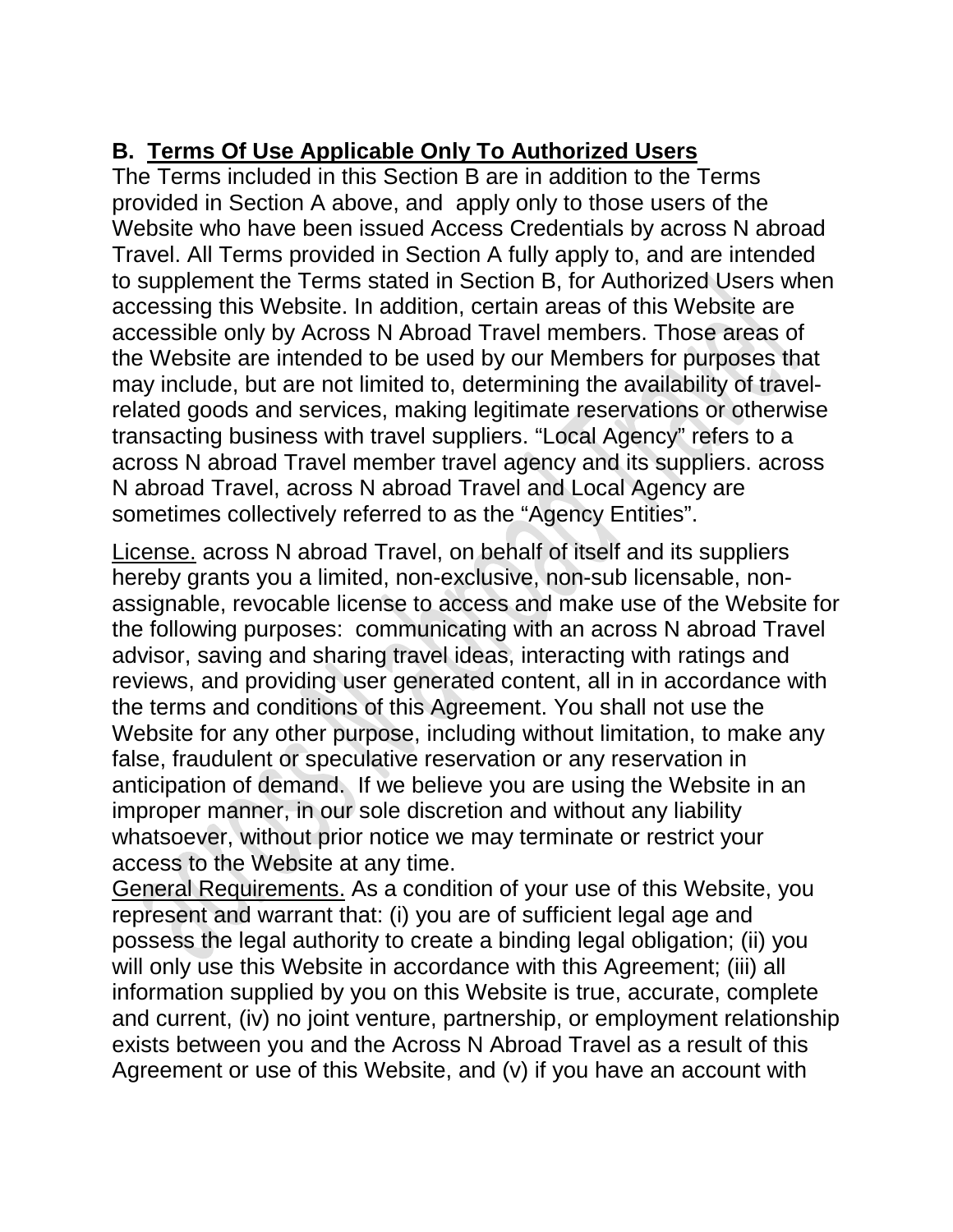## B. Terms Of Use Applicable Only To Authorized Users

The Terms included in this Section B are in addition to the Terms provided in Section A above, and apply only to those users of the Website who have been issued Access Credentials by across N abroad Travel. All Terms provided in Section A fully apply to, and are intended to supplement the Terms stated in Section B, for Authorized Users when accessing this Website. In addition, certain areas of this Website are accessible only by Across N Abroad Travel members. Those areas of the Website are intended to be used by our Members for purposes that may include, but are not limited to, determining the availability of travel-related goods and services, making legitimate reservations or otherwise transacting business with travel suppliers. “Local Agency” refers to a across N abroad Travel member travel agency and its suppliers. across N abroad Travel, across N abroad Travel and Local Agency are sometimes collectively referred to as the “Agency Entities”.

License. across N abroad Travel, on behalf of itself and its suppliers hereby grants you a limited, non-exclusive, non-sub licensable, non-assignable, revocable license to access and make use of the Website for the following purposes: communicating with an across N abroad Travel advisor, saving and sharing travel ideas, interacting with ratings and reviews, and providing user generated content, all in in accordance with the terms and conditions of this Agreement. You shall not use the Website for any other purpose, including without limitation, to make any false, fraudulent or speculative reservation or any reservation in anticipation of demand. If we believe you are using the Website in an improper manner, in our sole discretion and without any liability whatsoever, without prior notice we may terminate or restrict your access to the Website at any time.

General Requirements. As a condition of your use of this Website, you represent and warrant that: (i) you are of sufficient legal age and possess the legal authority to create a binding legal obligation; (ii) you will only use this Website in accordance with this Agreement; (iii) all information supplied by you on this Website is true, accurate, complete and current, (iv) no joint venture, partnership, or employment relationship exists between you and the Across N Abroad Travel as a result of this Agreement or use of this Website, and (v) if you have an account with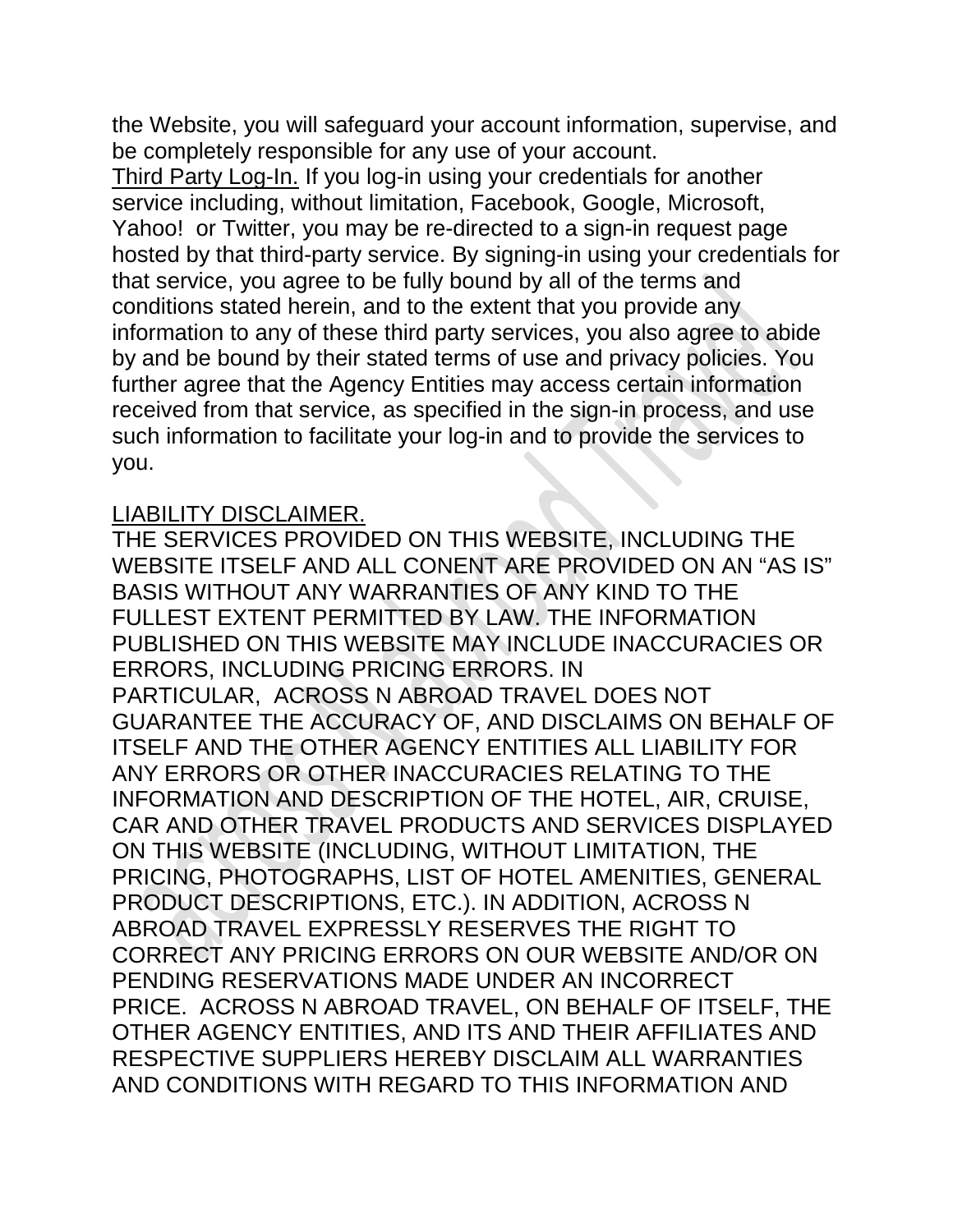the Website, you will safeguard your account information, supervise, and be completely responsible for any use of your account.

Third Party Log-In. If you log-in using your credentials for another service including, without limitation, Facebook, Google, Microsoft, Yahoo! or Twitter, you may be re-directed to a sign-in request page hosted by that third-party service. By signing-in using your credentials for that service, you agree to be fully bound by all of the terms and conditions stated herein, and to the extent that you provide any information to any of these third party services, you also agree to abide by and be bound by their stated terms of use and privacy policies. You further agree that the Agency Entities may access certain information received from that service, as specified in the sign-in process, and use such information to facilitate your log-in and to provide the services to you.

LIABILITY DISCLAIMER.

THE SERVICES PROVIDED ON THIS WEBSITE, INCLUDING THE WEBSITE ITSELF AND ALL CONENT ARE PROVIDED ON AN "AS IS" BASIS WITHOUT ANY WARRANTIES OF ANY KIND TO THE FULLEST EXTENT PERMITTED BY LAW. THE INFORMATION PUBLISHED ON THIS WEBSITE MAY INCLUDE INACCURACIES OR ERRORS, INCLUDING PRICING ERRORS. IN PARTICULAR, ACROSS N ABROAD TRAVEL DOES NOT GUARANTEE THE ACCURACY OF, AND DISCLAIMS ON BEHALF OF ITSELF AND THE OTHER AGENCY ENTITIES ALL LIABILITY FOR ANY ERRORS OR OTHER INACCURACIES RELATING TO THE INFORMATION AND DESCRIPTION OF THE HOTEL, AIR, CRUISE, CAR AND OTHER TRAVEL PRODUCTS AND SERVICES DISPLAYED ON THIS WEBSITE (INCLUDING, WITHOUT LIMITATION, THE PRICING, PHOTOGRAPHS, LIST OF HOTEL AMENITIES, GENERAL PRODUCT DESCRIPTIONS, ETC.). IN ADDITION, ACROSS N ABROAD TRAVEL EXPRESSLY RESERVES THE RIGHT TO CORRECT ANY PRICING ERRORS ON OUR WEBSITE AND/OR ON PENDING RESERVATIONS MADE UNDER AN INCORRECT PRICE. ACROSS N ABROAD TRAVEL, ON BEHALF OF ITSELF, THE OTHER AGENCY ENTITIES, AND ITS AND THEIR AFFILIATES AND RESPECTIVE SUPPLIERS HEREBY DISCLAIM ALL WARRANTIES AND CONDITIONS WITH REGARD TO THIS INFORMATION AND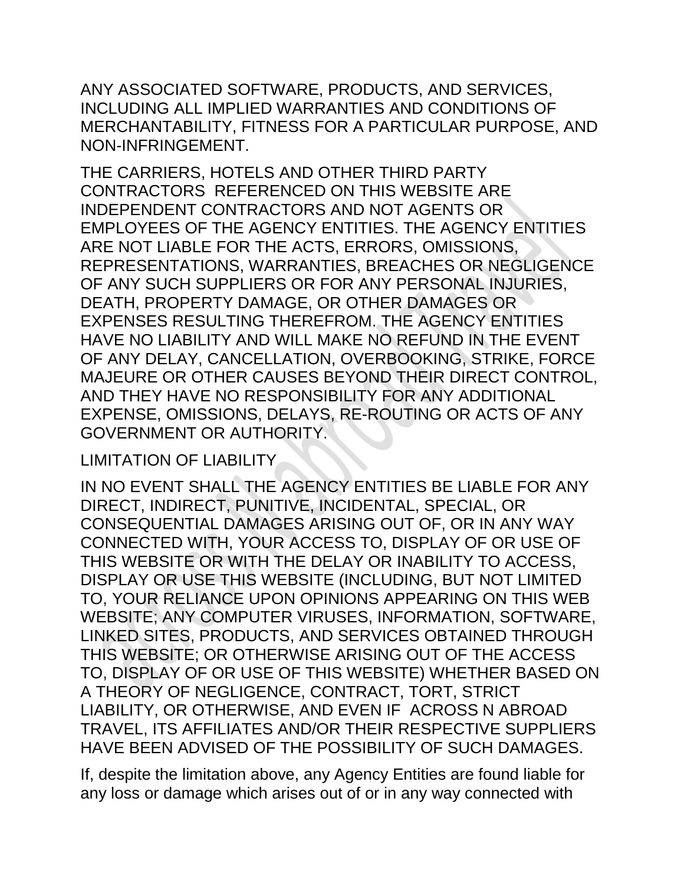ANY ASSOCIATED SOFTWARE, PRODUCTS, AND SERVICES, INCLUDING ALL IMPLIED WARRANTIES AND CONDITIONS OF MERCHANTABILITY, FITNESS FOR A PARTICULAR PURPOSE, AND NON-INFRINGEMENT.

THE CARRIERS, HOTELS AND OTHER THIRD PARTY CONTRACTORS REFERENCED ON THIS WEBSITE ARE INDEPENDENT CONTRACTORS AND NOT AGENTS OR EMPLOYEES OF THE AGENCY ENTITIES. THE AGENCY ENTITIES ARE NOT LIABLE FOR THE ACTS, ERRORS, OMISSIONS, REPRESENTATIONS, WARRANTIES, BREACHES OR NEGLIGENCE OF ANY SUCH SUPPLIERS OR FOR ANY PERSONAL INJURIES, DEATH, PROPERTY DAMAGE, OR OTHER DAMAGES OR EXPENSES RESULTING THEREFROM. THE AGENCY ENTITIES HAVE NO LIABILITY AND WILL MAKE NO REFUND IN THE EVENT OF ANY DELAY, CANCELLATION, OVERBOOKING, STRIKE, FORCE MAJEURE OR OTHER CAUSES BEYOND THEIR DIRECT CONTROL, AND THEY HAVE NO RESPONSIBILITY FOR ANY ADDITIONAL EXPENSE, OMISSIONS, DELAYS, RE-ROUTING OR ACTS OF ANY GOVERNMENT OR AUTHORITY.

LIMITATION OF LIABILITY

IN NO EVENT SHALL THE AGENCY ENTITIES BE LIABLE FOR ANY DIRECT, INDIRECT, PUNITIVE, INCIDENTAL, SPECIAL, OR CONSEQUENTIAL DAMAGES ARISING OUT OF, OR IN ANY WAY CONNECTED WITH, YOUR ACCESS TO, DISPLAY OF OR USE OF THIS WEBSITE OR WITH THE DELAY OR INABILITY TO ACCESS, DISPLAY OR USE THIS WEBSITE (INCLUDING, BUT NOT LIMITED TO, YOUR RELIANCE UPON OPINIONS APPEARING ON THIS WEB WEBSITE; ANY COMPUTER VIRUSES, INFORMATION, SOFTWARE, LINKED SITES, PRODUCTS, AND SERVICES OBTAINED THROUGH THIS WEBSITE; OR OTHERWISE ARISING OUT OF THE ACCESS TO, DISPLAY OF OR USE OF THIS WEBSITE) WHETHER BASED ON A THEORY OF NEGLIGENCE, CONTRACT, TORT, STRICT LIABILITY, OR OTHERWISE, AND EVEN IF ACROSS N ABROAD TRAVEL, ITS AFFILIATES AND/OR THEIR RESPECTIVE SUPPLIERS HAVE BEEN ADVISED OF THE POSSIBILITY OF SUCH DAMAGES.

If, despite the limitation above, any Agency Entities are found liable for any loss or damage which arises out of or in any way connected with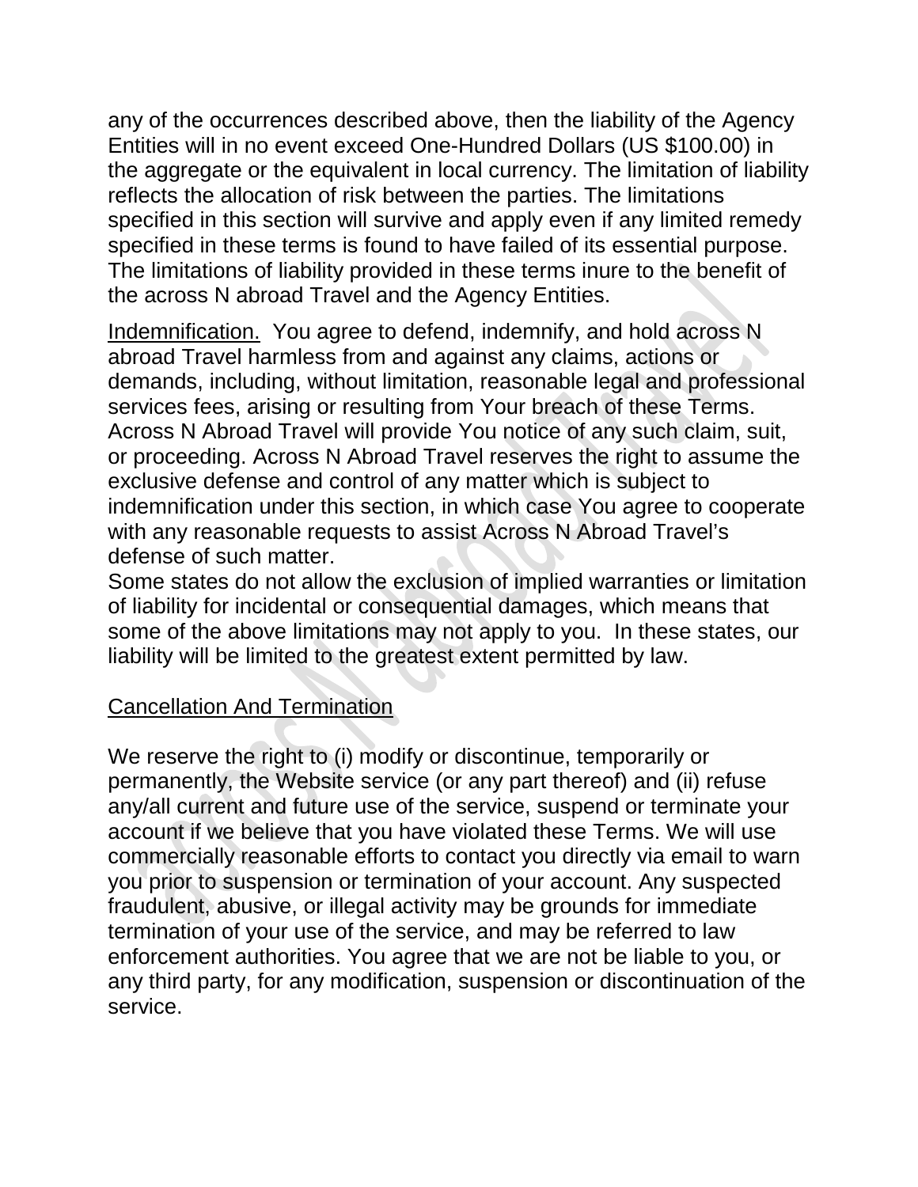any of the occurrences described above, then the liability of the Agency Entities will in no event exceed One-Hundred Dollars (US $100.00) in the aggregate or the equivalent in local currency. The limitation of liability reflects the allocation of risk between the parties. The limitations specified in this section will survive and apply even if any limited remedy specified in these terms is found to have failed of its essential purpose. The limitations of liability provided in these terms inure to the benefit of the across N abroad Travel and the Agency Entities.

<u>Indemnification.</u> You agree to defend, indemnify, and hold across N abroad Travel harmless from and against any claims, actions or demands, including, without limitation, reasonable legal and professional services fees, arising or resulting from Your breach of these Terms. Across N Abroad Travel will provide You notice of any such claim, suit, or proceeding. Across N Abroad Travel reserves the right to assume the exclusive defense and control of any matter which is subject to indemnification under this section, in which case You agree to cooperate with any reasonable requests to assist Across N Abroad Travel's defense of such matter.
Some states do not allow the exclusion of implied warranties or limitation of liability for incidental or consequential damages, which means that some of the above limitations may not apply to you. In these states, our liability will be limited to the greatest extent permitted by law.

<u>Cancellation And Termination</u>

We reserve the right to (i) modify or discontinue, temporarily or permanently, the Website service (or any part thereof) and (ii) refuse any/all current and future use of the service, suspend or terminate your account if we believe that you have violated these Terms. We will use commercially reasonable efforts to contact you directly via email to warn you prior to suspension or termination of your account. Any suspected fraudulent, abusive, or illegal activity may be grounds for immediate termination of your use of the service, and may be referred to law enforcement authorities. You agree that we are not be liable to you, or any third party, for any modification, suspension or discontinuation of the service.